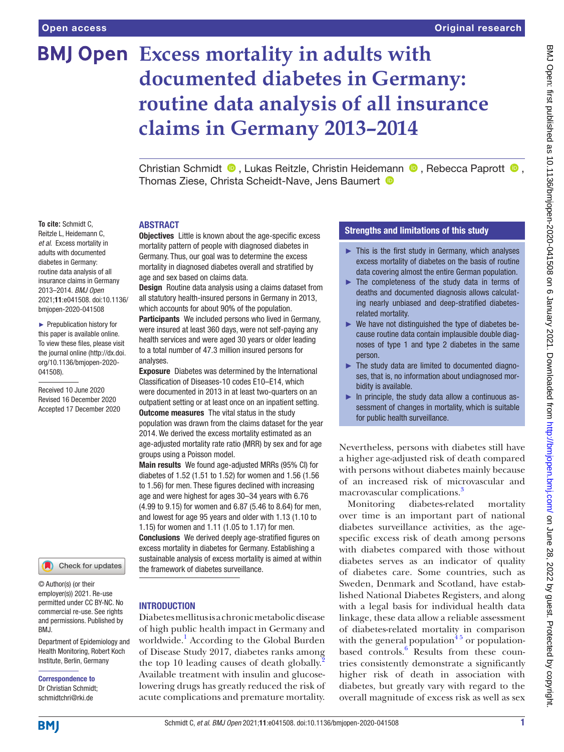# Excess mortality in adults with documented diabetes in Germany: routine data analysis of all insurance claims in Germany 2013–2014

Christian Schmidt, Lukas Reitzle, Christin Heidemann, Rebecca Paprott, Thomas Ziese, Christa Scheidt-Nave, Jens Baumert

**To cite:** Schmidt C, Reitzle L, Heidemann C, *et al*. Excess mortality in adults with documented diabetes in Germany: routine data analysis of all insurance claims in Germany 2013–2014. *BMJ Open* 2021;**11**:e041508. doi:10.1136/bmjopen-2020-041508

► Prepublication history for this paper is available online. To view these files, please visit the journal online (http://dx.doi.org/10.1136/bmjopen-2020-041508).

Received 10 June 2020
Revised 16 December 2020
Accepted 17 December 2020

© Author(s) (or their employer(s)) 2021. Re-use permitted under CC BY-NC. No commercial re-use. See rights and permissions. Published by BMJ.

Department of Epidemiology and Health Monitoring, Robert Koch Institute, Berlin, Germany

**Correspondence to**
Dr Christian Schmidt; schmidtchri@rki.de

## ABSTRACT

**Objectives** Little is known about the age-specific excess mortality pattern of people with diagnosed diabetes in Germany. Thus, our goal was to determine the excess mortality in diagnosed diabetes overall and stratified by age and sex based on claims data.

**Design** Routine data analysis using a claims dataset from all statutory health-insured persons in Germany in 2013, which accounts for about 90% of the population.

**Participants** We included persons who lived in Germany, were insured at least 360 days, were not self-paying any health services and were aged 30 years or older leading to a total number of 47.3 million insured persons for analyses.

**Exposure** Diabetes was determined by the International Classification of Diseases-10 codes E10–E14, which were documented in 2013 in at least two-quarters on an outpatient setting or at least once on an inpatient setting.

**Outcome measures** The vital status in the study population was drawn from the claims dataset for the year 2014. We derived the excess mortality estimated as an age-adjusted mortality rate ratio (MRR) by sex and for age groups using a Poisson model.

**Main results** We found age-adjusted MRRs (95% CI) for diabetes of 1.52 (1.51 to 1.52) for women and 1.56 (1.56 to 1.56) for men. These figures declined with increasing age and were highest for ages 30–34 years with 6.76 (4.99 to 9.15) for women and 6.87 (5.46 to 8.64) for men, and lowest for age 95 years and older with 1.13 (1.10 to 1.15) for women and 1.11 (1.05 to 1.17) for men.

**Conclusions** We derived deeply age-stratified figures on excess mortality in diabetes for Germany. Establishing a sustainable analysis of excess mortality is aimed at within the framework of diabetes surveillance.

## Strengths and limitations of this study

- ► This is the first study in Germany, which analyses excess mortality of diabetes on the basis of routine data covering almost the entire German population.
- ► The completeness of the study data in terms of deaths and documented diagnosis allows calculating nearly unbiased and deep-stratified diabetes-related mortality.
- ► We have not distinguished the type of diabetes because routine data contain implausible double diagnoses of type 1 and type 2 diabetes in the same person.
- ► The study data are limited to documented diagnoses, that is, no information about undiagnosed morbidity is available.
- ► In principle, the study data allow a continuous assessment of changes in mortality, which is suitable for public health surveillance.

## INTRODUCTION

Diabetes mellitus is a chronic metabolic disease of high public health impact in Germany and worldwide.[1] According to the Global Burden of Disease Study 2017, diabetes ranks among the top 10 leading causes of death globally.[2] Available treatment with insulin and glucose-lowering drugs has greatly reduced the risk of acute complications and premature mortality. Nevertheless, persons with diabetes still have a higher age-adjusted risk of death compared with persons without diabetes mainly because of an increased risk of microvascular and macrovascular complications.[3]

Monitoring diabetes-related mortality over time is an important part of national diabetes surveillance activities, as the age-specific excess risk of death among persons with diabetes compared with those without diabetes serves as an indicator of quality of diabetes care. Some countries, such as Sweden, Denmark and Scotland, have established National Diabetes Registers, and along with a legal basis for individual health data linkage, these data allow a reliable assessment of diabetes-related mortality in comparison with the general population[4,5] or population-based controls.[6] Results from these countries consistently demonstrate a significantly higher risk of death in association with diabetes, but greatly vary with regard to the overall magnitude of excess risk as well as sex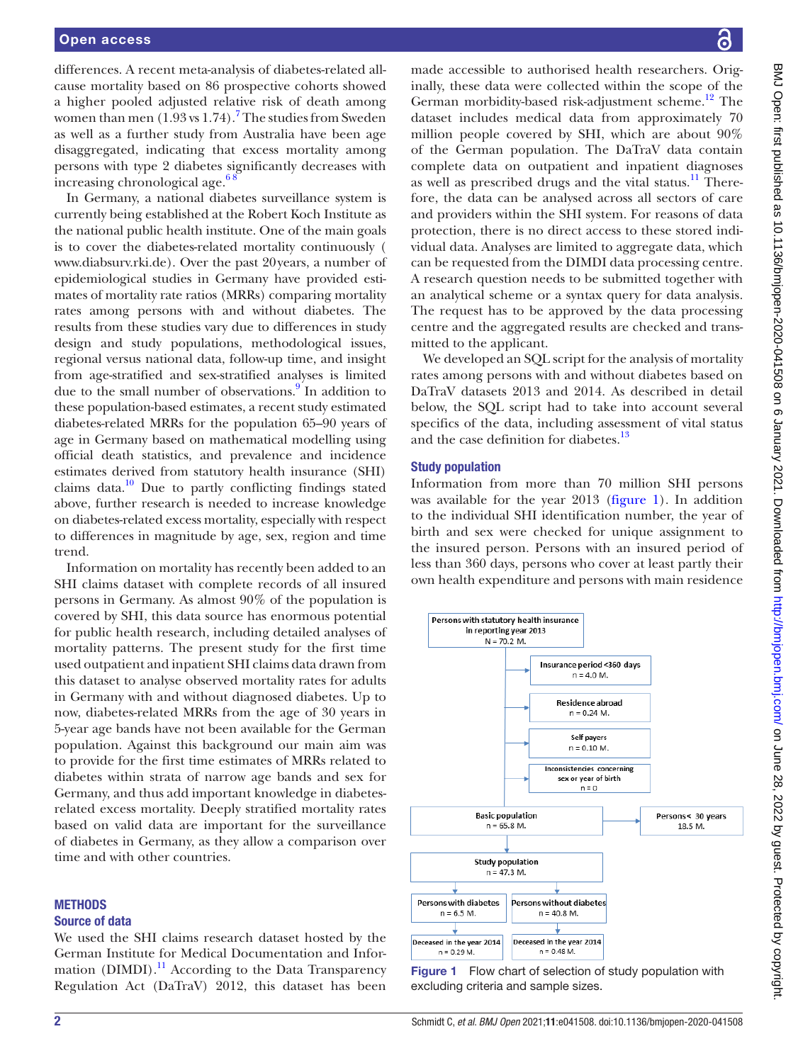differences. A recent meta-analysis of diabetes-related all-cause mortality based on 86 prospective cohorts showed a higher pooled adjusted relative risk of death among women than men (1.93 vs 1.74).[7] The studies from Sweden as well as a further study from Australia have been age disaggregated, indicating that excess mortality among persons with type 2 diabetes significantly decreases with increasing chronological age.[6 8]

In Germany, a national diabetes surveillance system is currently being established at the Robert Koch Institute as the national public health institute. One of the main goals is to cover the diabetes-related mortality continuously ( www.diabsurv.rki.de). Over the past 20 years, a number of epidemiological studies in Germany have provided estimates of mortality rate ratios (MRRs) comparing mortality rates among persons with and without diabetes. The results from these studies vary due to differences in study design and study populations, methodological issues, regional versus national data, follow-up time, and insight from age-stratified and sex-stratified analyses is limited due to the small number of observations.[9] In addition to these population-based estimates, a recent study estimated diabetes-related MRRs for the population 65–90 years of age in Germany based on mathematical modelling using official death statistics, and prevalence and incidence estimates derived from statutory health insurance (SHI) claims data.[10] Due to partly conflicting findings stated above, further research is needed to increase knowledge on diabetes-related excess mortality, especially with respect to differences in magnitude by age, sex, region and time trend.

Information on mortality has recently been added to an SHI claims dataset with complete records of all insured persons in Germany. As almost 90% of the population is covered by SHI, this data source has enormous potential for public health research, including detailed analyses of mortality patterns. The present study for the first time used outpatient and inpatient SHI claims data drawn from this dataset to analyse observed mortality rates for adults in Germany with and without diagnosed diabetes. Up to now, diabetes-related MRRs from the age of 30 years in 5-year age bands have not been available for the German population. Against this background our main aim was to provide for the first time estimates of MRRs related to diabetes within strata of narrow age bands and sex for Germany, and thus add important knowledge in diabetes-related excess mortality. Deeply stratified mortality rates based on valid data are important for the surveillance of diabetes in Germany, as they allow a comparison over time and with other countries.

## METHODS

### Source of data

We used the SHI claims research dataset hosted by the German Institute for Medical Documentation and Information (DIMDI).[11] According to the Data Transparency Regulation Act (DaTraV) 2012, this dataset has been made accessible to authorised health researchers. Originally, these data were collected within the scope of the German morbidity-based risk-adjustment scheme.[12] The dataset includes medical data from approximately 70 million people covered by SHI, which are about 90% of the German population. The DaTraV data contain complete data on outpatient and inpatient diagnoses as well as prescribed drugs and the vital status.[11] Therefore, the data can be analysed across all sectors of care and providers within the SHI system. For reasons of data protection, there is no direct access to these stored individual data. Analyses are limited to aggregate data, which can be requested from the DIMDI data processing centre. A research question needs to be submitted together with an analytical scheme or a syntax query for data analysis. The request has to be approved by the data processing centre and the aggregated results are checked and transmitted to the applicant.

We developed an SQL script for the analysis of mortality rates among persons with and without diabetes based on DaTraV datasets 2013 and 2014. As described in detail below, the SQL script had to take into account several specifics of the data, including assessment of vital status and the case definition for diabetes.[13]

### Study population

Information from more than 70 million SHI persons was available for the year 2013 (figure 1). In addition to the individual SHI identification number, the year of birth and sex were checked for unique assignment to the insured person. Persons with an insured period of less than 360 days, persons who cover at least partly their own health expenditure and persons with main residence

Persons with statutory health insurance in reporting year 2013
N = 70.2 M.

Insurance period <360 days
n = 4.0 M.

Residence abroad
n = 0.24 M.

Self payers
n = 0.10 M.

Inconsistencies concerning sex or year of birth
n = 0

Basic population
n = 65.8 M.

Persons < 30 years
18.5 M.

Study population
n = 47.3 M.

Persons with diabetes
n = 6.5 M.

Persons without diabetes
n = 40.8 M.

Deceased in the year 2014
n = 0.29 M.

Deceased in the year 2014
n = 0.48 M.

Figure 1 Flow chart of selection of study population with excluding criteria and sample sizes.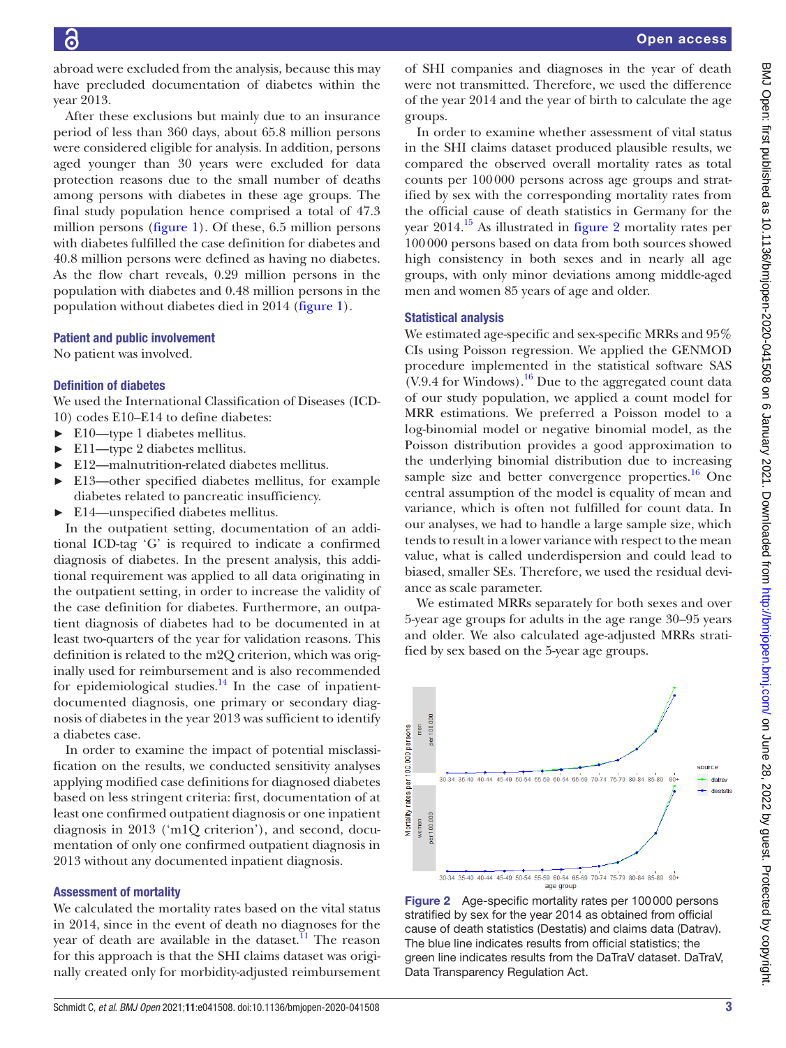abroad were excluded from the analysis, because this may have precluded documentation of diabetes within the year 2013.

After these exclusions but mainly due to an insurance period of less than 360 days, about 65.8 million persons were considered eligible for analysis. In addition, persons aged younger than 30 years were excluded for data protection reasons due to the small number of deaths among persons with diabetes in these age groups. The final study population hence comprised a total of 47.3 million persons (figure 1). Of these, 6.5 million persons with diabetes fulfilled the case definition for diabetes and 40.8 million persons were defined as having no diabetes. As the flow chart reveals, 0.29 million persons in the population with diabetes and 0.48 million persons in the population without diabetes died in 2014 (figure 1).

### Patient and public involvement

No patient was involved.

### Definition of diabetes

We used the International Classification of Diseases (ICD-10) codes E10–E14 to define diabetes:

- E10—type 1 diabetes mellitus.
- E11—type 2 diabetes mellitus.
- E12—malnutrition-related diabetes mellitus.
- E13—other specified diabetes mellitus, for example diabetes related to pancreatic insufficiency.
- E14—unspecified diabetes mellitus.

In the outpatient setting, documentation of an additional ICD-tag 'G' is required to indicate a confirmed diagnosis of diabetes. In the present analysis, this additional requirement was applied to all data originating in the outpatient setting, in order to increase the validity of the case definition for diabetes. Furthermore, an outpatient diagnosis of diabetes had to be documented in at least two-quarters of the year for validation reasons. This definition is related to the m2Q criterion, which was originally used for reimbursement and is also recommended for epidemiological studies.[14] In the case of inpatient-documented diagnosis, one primary or secondary diagnosis of diabetes in the year 2013 was sufficient to identify a diabetes case.

In order to examine the impact of potential misclassification on the results, we conducted sensitivity analyses applying modified case definitions for diagnosed diabetes based on less stringent criteria: first, documentation of at least one confirmed outpatient diagnosis or one inpatient diagnosis in 2013 ('m1Q criterion'), and second, documentation of only one confirmed outpatient diagnosis in 2013 without any documented inpatient diagnosis.

### Assessment of mortality

We calculated the mortality rates based on the vital status in 2014, since in the event of death no diagnoses for the year of death are available in the dataset.[11] The reason for this approach is that the SHI claims dataset was originally created only for morbidity-adjusted reimbursement of SHI companies and diagnoses in the year of death were not transmitted. Therefore, we used the difference of the year 2014 and the year of birth to calculate the age groups.

In order to examine whether assessment of vital status in the SHI claims dataset produced plausible results, we compared the observed overall mortality rates as total counts per 100 000 persons across age groups and stratified by sex with the corresponding mortality rates from the official cause of death statistics in Germany for the year 2014.[15] As illustrated in figure 2 mortality rates per 100 000 persons based on data from both sources showed high consistency in both sexes and in nearly all age groups, with only minor deviations among middle-aged men and women 85 years of age and older.

### Statistical analysis

We estimated age-specific and sex-specific MRRs and 95% CIs using Poisson regression. We applied the GENMOD procedure implemented in the statistical software SAS (V.9.4 for Windows).[16] Due to the aggregated count data of our study population, we applied a count model for MRR estimations. We preferred a Poisson model to a log-binomial model or negative binomial model, as the Poisson distribution provides a good approximation to the underlying binomial distribution due to increasing sample size and better convergence properties.[16] One central assumption of the model is equality of mean and variance, which is often not fulfilled for count data. In our analyses, we had to handle a large sample size, which tends to result in a lower variance with respect to the mean value, what is called underdispersion and could lead to biased, smaller SEs. Therefore, we used the residual deviance as scale parameter.

We estimated MRRs separately for both sexes and over 5-year age groups for adults in the age range 30–95 years and older. We also calculated age-adjusted MRRs stratified by sex based on the 5-year age groups.

**Figure 2** Age-specific mortality rates per 100 000 persons stratified by sex for the year 2014 as obtained from official cause of death statistics (Destatis) and claims data (Datrav). The blue line indicates results from official statistics; the green line indicates results from the DaTraV dataset. DaTraV, Data Transparency Regulation Act.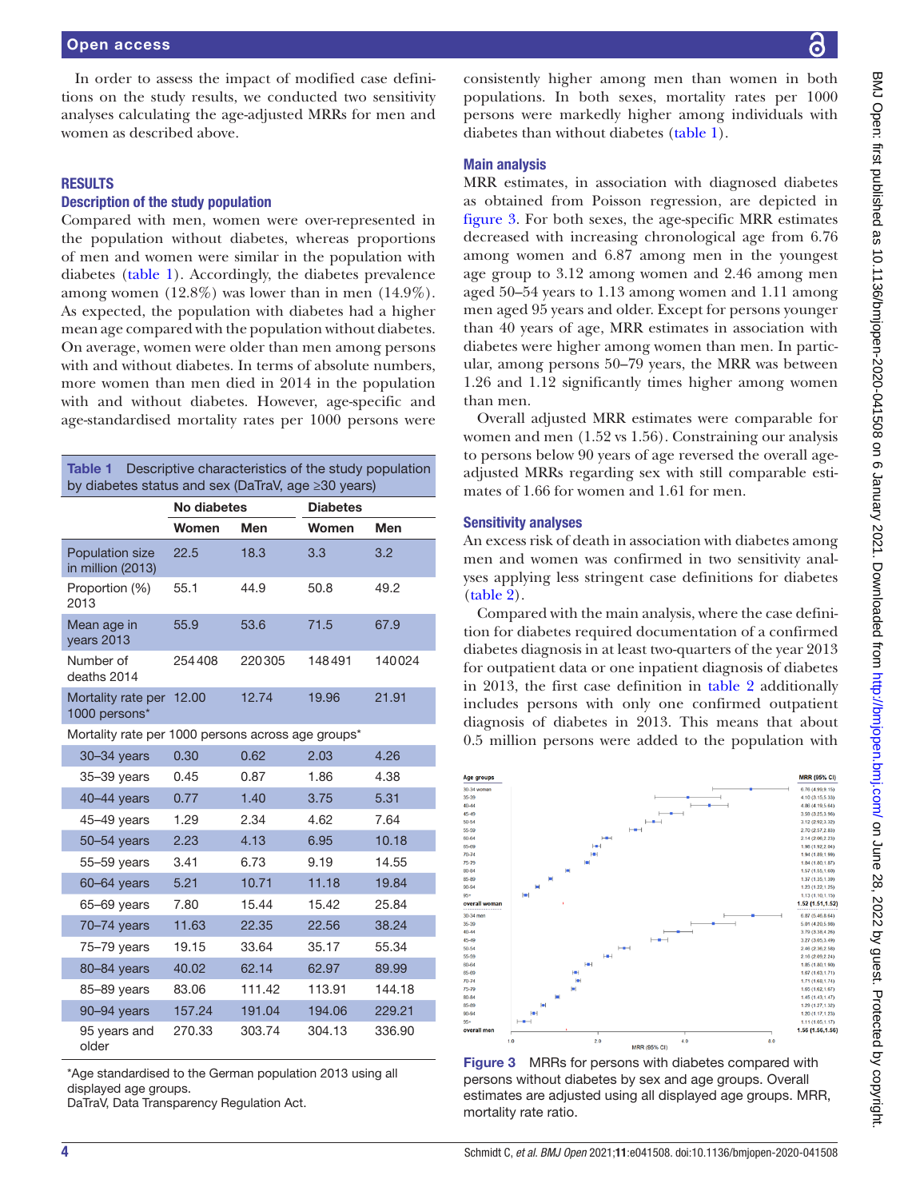In order to assess the impact of modified case definitions on the study results, we conducted two sensitivity analyses calculating the age-adjusted MRRs for men and women as described above.

## RESULTS

### Description of the study population

Compared with men, women were over-represented in the population without diabetes, whereas proportions of men and women were similar in the population with diabetes (table 1). Accordingly, the diabetes prevalence among women (12.8%) was lower than in men (14.9%). As expected, the population with diabetes had a higher mean age compared with the population without diabetes. On average, women were older than men among persons with and without diabetes. In terms of absolute numbers, more women than men died in 2014 in the population with and without diabetes. However, age-specific and age-standardised mortality rates per 1000 persons were consistently higher among men than women in both populations. In both sexes, mortality rates per 1000 persons were markedly higher among individuals with diabetes than without diabetes (table 1).

**Table 1** Descriptive characteristics of the study population by diabetes status and sex (DaTraV, age ≥30 years)

| | No diabetes | | Diabetes | |
|---|---|---|---|---|
| | Women | Men | Women | Men |
| Population size in million (2013) | 22.5 | 18.3 | 3.3 | 3.2 |
| Proportion (%) 2013 | 55.1 | 44.9 | 50.8 | 49.2 |
| Mean age in years 2013 | 55.9 | 53.6 | 71.5 | 67.9 |
| Number of deaths 2014 | 254 408 | 220 305 | 148 491 | 140 024 |
| Mortality rate per 1000 persons* | 12.00 | 12.74 | 19.96 | 21.91 |
| Mortality rate per 1000 persons across age groups* | | | | |
| 30–34 years | 0.30 | 0.62 | 2.03 | 4.26 |
| 35–39 years | 0.45 | 0.87 | 1.86 | 4.38 |
| 40–44 years | 0.77 | 1.40 | 3.75 | 5.31 |
| 45–49 years | 1.29 | 2.34 | 4.62 | 7.64 |
| 50–54 years | 2.23 | 4.13 | 6.95 | 10.18 |
| 55–59 years | 3.41 | 6.73 | 9.19 | 14.55 |
| 60–64 years | 5.21 | 10.71 | 11.18 | 19.84 |
| 65–69 years | 7.80 | 15.44 | 15.42 | 25.84 |
| 70–74 years | 11.63 | 22.35 | 22.56 | 38.24 |
| 75–79 years | 19.15 | 33.64 | 35.17 | 55.34 |
| 80–84 years | 40.02 | 62.14 | 62.97 | 89.99 |
| 85–89 years | 83.06 | 111.42 | 113.91 | 144.18 |
| 90–94 years | 157.24 | 191.04 | 194.06 | 229.21 |
| 95 years and older | 270.33 | 303.74 | 304.13 | 336.90 |

*Age standardised to the German population 2013 using all displayed age groups.
DaTraV, Data Transparency Regulation Act.

### Main analysis

MRR estimates, in association with diagnosed diabetes as obtained from Poisson regression, are depicted in figure 3. For both sexes, the age-specific MRR estimates decreased with increasing chronological age from 6.76 among women and 6.87 among men in the youngest age group to 3.12 among women and 2.46 among men aged 50–54 years to 1.13 among women and 1.11 among men aged 95 years and older. Except for persons younger than 40 years of age, MRR estimates in association with diabetes were higher among women than men. In particular, among persons 50–79 years, the MRR was between 1.26 and 1.12 significantly times higher among women than men.

Overall adjusted MRR estimates were comparable for women and men (1.52 vs 1.56). Constraining our analysis to persons below 90 years of age reversed the overall age-adjusted MRRs regarding sex with still comparable estimates of 1.66 for women and 1.61 for men.

### Sensitivity analyses

An excess risk of death in association with diabetes among men and women was confirmed in two sensitivity analyses applying less stringent case definitions for diabetes (table 2).

Compared with the main analysis, where the case definition for diabetes required documentation of a confirmed diabetes diagnosis in at least two-quarters of the year 2013 for outpatient data or one inpatient diagnosis of diabetes in 2013, the first case definition in table 2 additionally includes persons with only one confirmed outpatient diagnosis of diabetes in 2013. This means that about 0.5 million persons were added to the population with

**Figure 3** MRRs for persons with diabetes compared with persons without diabetes by sex and age groups. Overall estimates are adjusted using all displayed age groups. MRR, mortality rate ratio.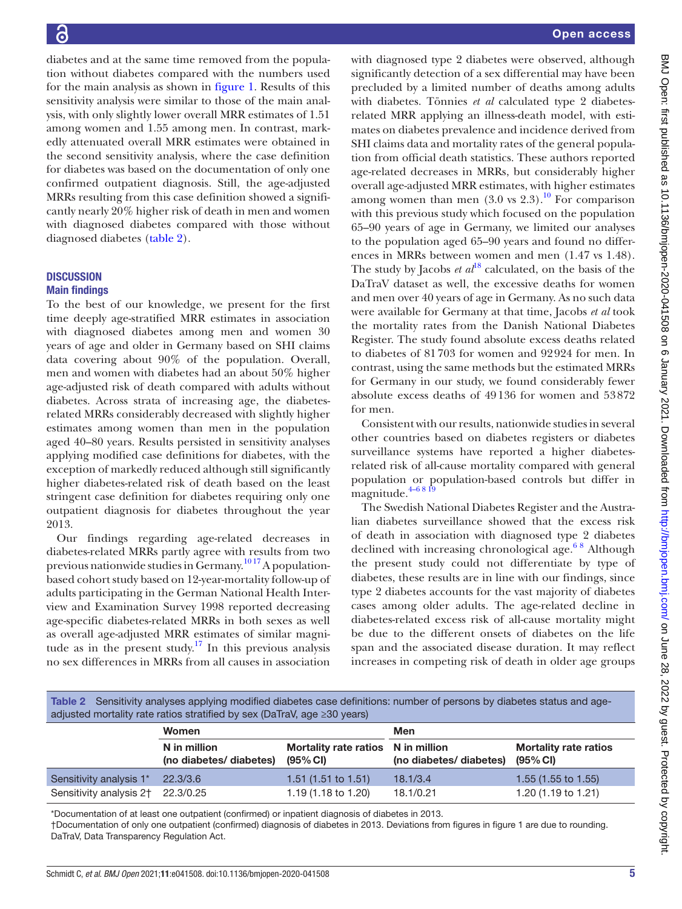diabetes and at the same time removed from the population without diabetes compared with the numbers used for the main analysis as shown in figure 1. Results of this sensitivity analysis were similar to those of the main analysis, with only slightly lower overall MRR estimates of 1.51 among women and 1.55 among men. In contrast, markedly attenuated overall MRR estimates were obtained in the second sensitivity analysis, where the case definition for diabetes was based on the documentation of only one confirmed outpatient diagnosis. Still, the age-adjusted MRRs resulting from this case definition showed a significantly nearly 20% higher risk of death in men and women with diagnosed diabetes compared with those without diagnosed diabetes (table 2).

## DISCUSSION

### Main findings

To the best of our knowledge, we present for the first time deeply age-stratified MRR estimates in association with diagnosed diabetes among men and women 30 years of age and older in Germany based on SHI claims data covering about 90% of the population. Overall, men and women with diabetes had an about 50% higher age-adjusted risk of death compared with adults without diabetes. Across strata of increasing age, the diabetes-related MRRs considerably decreased with slightly higher estimates among women than men in the population aged 40–80 years. Results persisted in sensitivity analyses applying modified case definitions for diabetes, with the exception of markedly reduced although still significantly higher diabetes-related risk of death based on the least stringent case definition for diabetes requiring only one outpatient diagnosis for diabetes throughout the year 2013.

Our findings regarding age-related decreases in diabetes-related MRRs partly agree with results from two previous nationwide studies in Germany.[10,17] A population-based cohort study based on 12-year-mortality follow-up of adults participating in the German National Health Interview and Examination Survey 1998 reported decreasing age-specific diabetes-related MRRs in both sexes as well as overall age-adjusted MRR estimates of similar magnitude as in the present study.[17] In this previous analysis no sex differences in MRRs from all causes in association with diagnosed type 2 diabetes were observed, although significantly detection of a sex differential may have been precluded by a limited number of deaths among adults with diabetes. Tönnies *et al* calculated type 2 diabetes-related MRR applying an illness-death model, with estimates on diabetes prevalence and incidence derived from SHI claims data and mortality rates of the general population from official death statistics. These authors reported age-related decreases in MRRs, but considerably higher overall age-adjusted MRR estimates, with higher estimates among women than men (3.0 vs 2.3).[10] For comparison with this previous study which focused on the population 65–90 years of age in Germany, we limited our analyses to the population aged 65–90 years and found no differences in MRRs between women and men (1.47 vs 1.48). The study by Jacobs *et al*[18] calculated, on the basis of the DaTraV dataset as well, the excessive deaths for women and men over 40 years of age in Germany. As no such data were available for Germany at that time, Jacobs *et al* took the mortality rates from the Danish National Diabetes Register. The study found absolute excess deaths related to diabetes of 81 703 for women and 92 924 for men. In contrast, using the same methods but the estimated MRRs for Germany in our study, we found considerably fewer absolute excess deaths of 49 136 for women and 53 872 for men.

Consistent with our results, nationwide studies in several other countries based on diabetes registers or diabetes surveillance systems have reported a higher diabetes-related risk of all-cause mortality compared with general population or population-based controls but differ in magnitude.[4–6,8,19]

The Swedish National Diabetes Register and the Australian diabetes surveillance showed that the excess risk of death in association with diagnosed type 2 diabetes declined with increasing chronological age.[6,8] Although the present study could not differentiate by type of diabetes, these results are in line with our findings, since type 2 diabetes accounts for the vast majority of diabetes cases among older adults. The age-related decline in diabetes-related excess risk of all-cause mortality might be due to the different onsets of diabetes on the life span and the associated disease duration. It may reflect increases in competing risk of death in older age groups

**Table 2** Sensitivity analyses applying modified diabetes case definitions: number of persons by diabetes status and age-adjusted mortality rate ratios stratified by sex (DaTraV, age ≥30 years)

| | Women | | Men | |
|---|---|---|---|---|
| | N in million (no diabetes/ diabetes) | Mortality rate ratios (95% CI) | N in million (no diabetes/ diabetes) | Mortality rate ratios (95% CI) |
| Sensitivity analysis 1* | 22.3/3.6 | 1.51 (1.51 to 1.51) | 18.1/3.4 | 1.55 (1.55 to 1.55) |
| Sensitivity analysis 2† | 22.3/0.25 | 1.19 (1.18 to 1.20) | 18.1/0.21 | 1.20 (1.19 to 1.21) |

*Documentation of at least one outpatient (confirmed) or inpatient diagnosis of diabetes in 2013.
†Documentation of only one outpatient (confirmed) diagnosis of diabetes in 2013. Deviations from figures in figure 1 are due to rounding.
DaTraV, Data Transparency Regulation Act.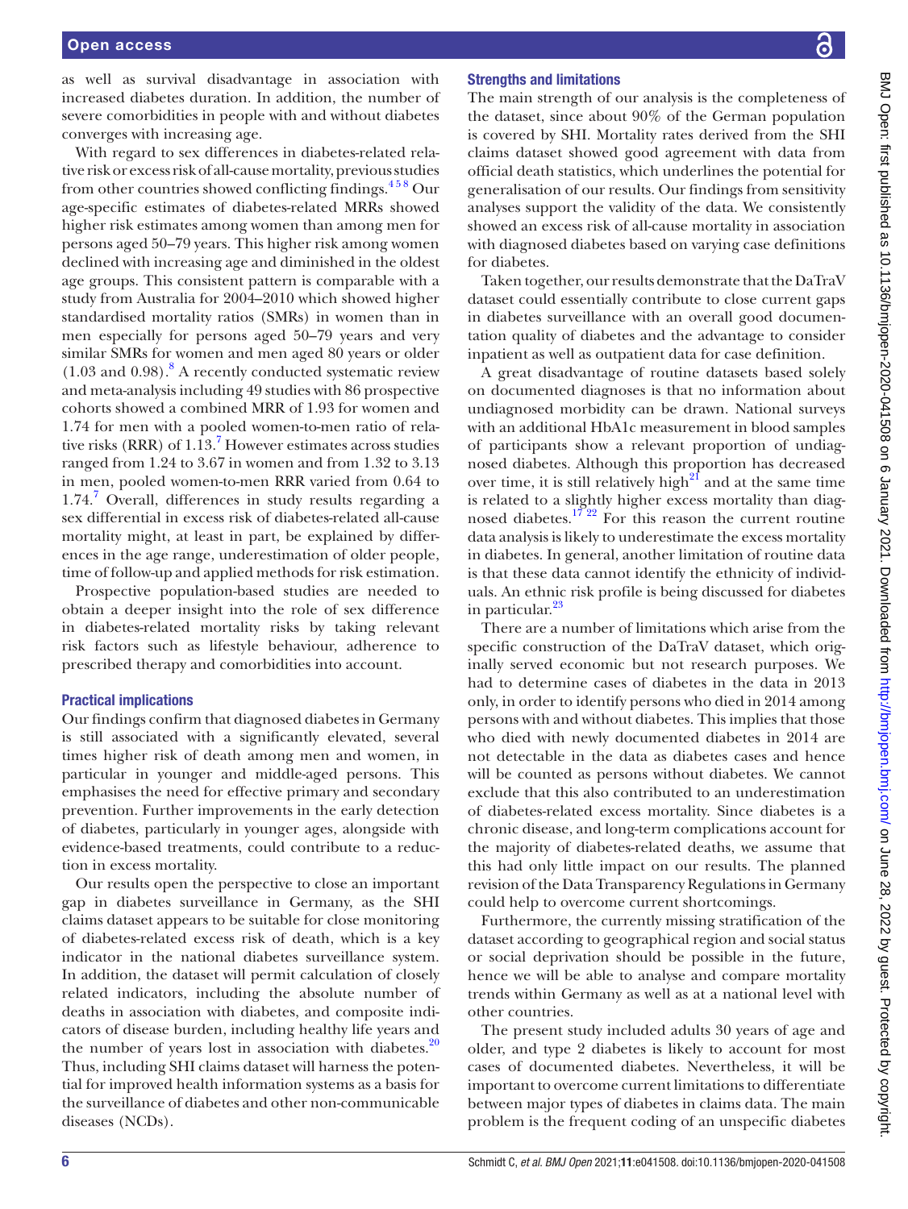as well as survival disadvantage in association with increased diabetes duration. In addition, the number of severe comorbidities in people with and without diabetes converges with increasing age.

With regard to sex differences in diabetes-related relative risk or excess risk of all-cause mortality, previous studies from other countries showed conflicting findings.[4 5 8] Our age-specific estimates of diabetes-related MRRs showed higher risk estimates among women than among men for persons aged 50–79 years. This higher risk among women declined with increasing age and diminished in the oldest age groups. This consistent pattern is comparable with a study from Australia for 2004–2010 which showed higher standardised mortality ratios (SMRs) in women than in men especially for persons aged 50–79 years and very similar SMRs for women and men aged 80 years or older (1.03 and 0.98).[8] A recently conducted systematic review and meta-analysis including 49 studies with 86 prospective cohorts showed a combined MRR of 1.93 for women and 1.74 for men with a pooled women-to-men ratio of relative risks (RRR) of 1.13.[7] However estimates across studies ranged from 1.24 to 3.67 in women and from 1.32 to 3.13 in men, pooled women-to-men RRR varied from 0.64 to 1.74.[7] Overall, differences in study results regarding a sex differential in excess risk of diabetes-related all-cause mortality might, at least in part, be explained by differences in the age range, underestimation of older people, time of follow-up and applied methods for risk estimation.

Prospective population-based studies are needed to obtain a deeper insight into the role of sex difference in diabetes-related mortality risks by taking relevant risk factors such as lifestyle behaviour, adherence to prescribed therapy and comorbidities into account.

## Practical implications

Our findings confirm that diagnosed diabetes in Germany is still associated with a significantly elevated, several times higher risk of death among men and women, in particular in younger and middle-aged persons. This emphasises the need for effective primary and secondary prevention. Further improvements in the early detection of diabetes, particularly in younger ages, alongside with evidence-based treatments, could contribute to a reduction in excess mortality.

Our results open the perspective to close an important gap in diabetes surveillance in Germany, as the SHI claims dataset appears to be suitable for close monitoring of diabetes-related excess risk of death, which is a key indicator in the national diabetes surveillance system. In addition, the dataset will permit calculation of closely related indicators, including the absolute number of deaths in association with diabetes, and composite indicators of disease burden, including healthy life years and the number of years lost in association with diabetes.[20] Thus, including SHI claims dataset will harness the potential for improved health information systems as a basis for the surveillance of diabetes and other non-communicable diseases (NCDs).

## Strengths and limitations

The main strength of our analysis is the completeness of the dataset, since about 90% of the German population is covered by SHI. Mortality rates derived from the SHI claims dataset showed good agreement with data from official death statistics, which underlines the potential for generalisation of our results. Our findings from sensitivity analyses support the validity of the data. We consistently showed an excess risk of all-cause mortality in association with diagnosed diabetes based on varying case definitions for diabetes.

Taken together, our results demonstrate that the DaTraV dataset could essentially contribute to close current gaps in diabetes surveillance with an overall good documentation quality of diabetes and the advantage to consider inpatient as well as outpatient data for case definition.

A great disadvantage of routine datasets based solely on documented diagnoses is that no information about undiagnosed morbidity can be drawn. National surveys with an additional HbA1c measurement in blood samples of participants show a relevant proportion of undiagnosed diabetes. Although this proportion has decreased over time, it is still relatively high[21] and at the same time is related to a slightly higher excess mortality than diagnosed diabetes.[17 22] For this reason the current routine data analysis is likely to underestimate the excess mortality in diabetes. In general, another limitation of routine data is that these data cannot identify the ethnicity of individuals. An ethnic risk profile is being discussed for diabetes in particular.[23]

There are a number of limitations which arise from the specific construction of the DaTraV dataset, which originally served economic but not research purposes. We had to determine cases of diabetes in the data in 2013 only, in order to identify persons who died in 2014 among persons with and without diabetes. This implies that those who died with newly documented diabetes in 2014 are not detectable in the data as diabetes cases and hence will be counted as persons without diabetes. We cannot exclude that this also contributed to an underestimation of diabetes-related excess mortality. Since diabetes is a chronic disease, and long-term complications account for the majority of diabetes-related deaths, we assume that this had only little impact on our results. The planned revision of the Data Transparency Regulations in Germany could help to overcome current shortcomings.

Furthermore, the currently missing stratification of the dataset according to geographical region and social status or social deprivation should be possible in the future, hence we will be able to analyse and compare mortality trends within Germany as well as at a national level with other countries.

The present study included adults 30 years of age and older, and type 2 diabetes is likely to account for most cases of documented diabetes. Nevertheless, it will be important to overcome current limitations to differentiate between major types of diabetes in claims data. The main problem is the frequent coding of an unspecific diabetes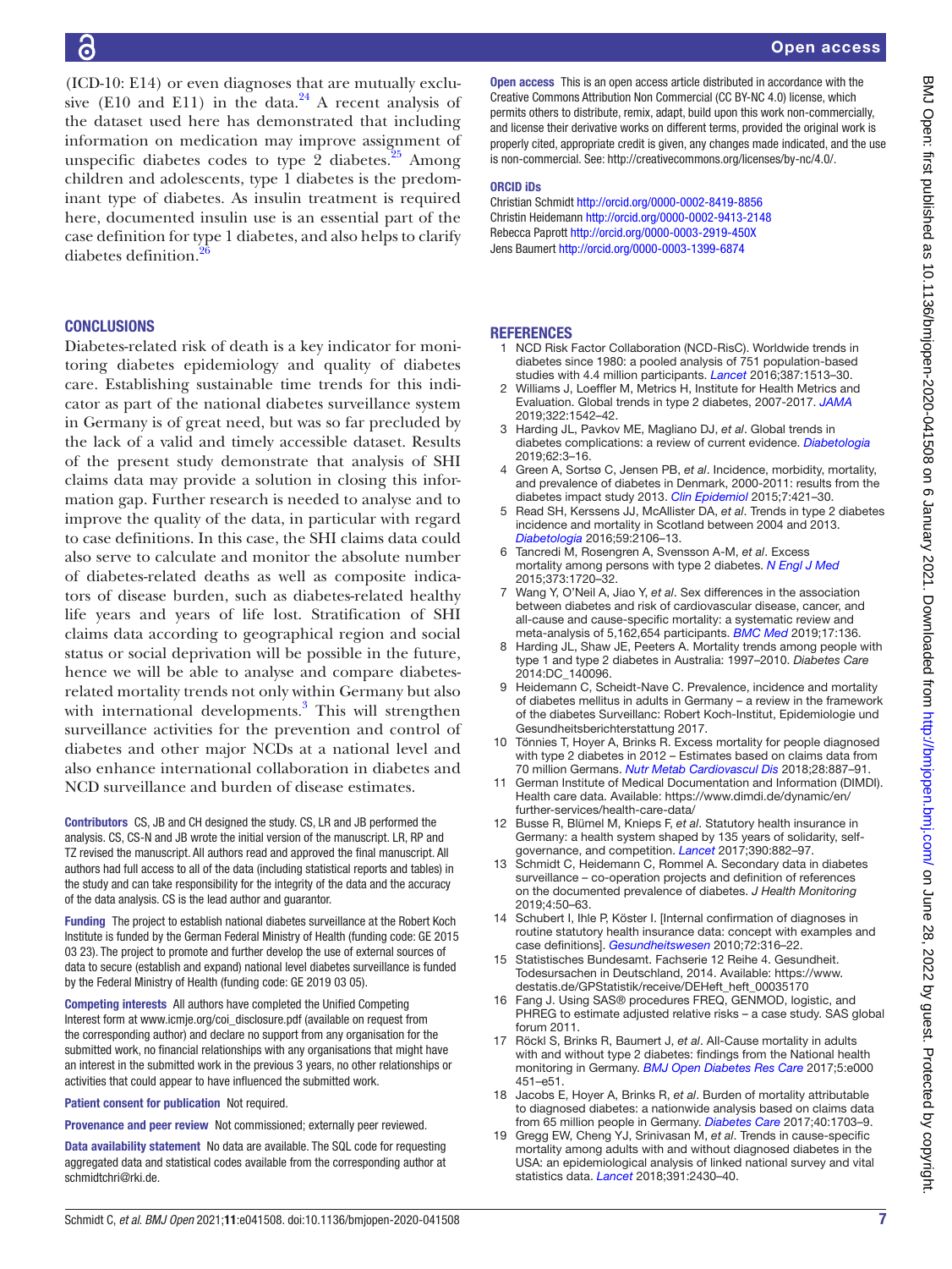(ICD-10: E14) or even diagnoses that are mutually exclusive (E10 and E11) in the data.[24] A recent analysis of the dataset used here has demonstrated that including information on medication may improve assignment of unspecific diabetes codes to type 2 diabetes.[25] Among children and adolescents, type 1 diabetes is the predominant type of diabetes. As insulin treatment is required here, documented insulin use is an essential part of the case definition for type 1 diabetes, and also helps to clarify diabetes definition.[26]

## CONCLUSIONS

Diabetes-related risk of death is a key indicator for monitoring diabetes epidemiology and quality of diabetes care. Establishing sustainable time trends for this indicator as part of the national diabetes surveillance system in Germany is of great need, but was so far precluded by the lack of a valid and timely accessible dataset. Results of the present study demonstrate that analysis of SHI claims data may provide a solution in closing this information gap. Further research is needed to analyse and to improve the quality of the data, in particular with regard to case definitions. In this case, the SHI claims data could also serve to calculate and monitor the absolute number of diabetes-related deaths as well as composite indicators of disease burden, such as diabetes-related healthy life years and years of life lost. Stratification of SHI claims data according to geographical region and social status or social deprivation will be possible in the future, hence we will be able to analyse and compare diabetes-related mortality trends not only within Germany but also with international developments.[3] This will strengthen surveillance activities for the prevention and control of diabetes and other major NCDs at a national level and also enhance international collaboration in diabetes and NCD surveillance and burden of disease estimates.

**Contributors** CS, JB and CH designed the study. CS, LR and JB performed the analysis. CS, CS-N and JB wrote the initial version of the manuscript. LR, RP and TZ revised the manuscript. All authors read and approved the final manuscript. All authors had full access to all of the data (including statistical reports and tables) in the study and can take responsibility for the integrity of the data and the accuracy of the data analysis. CS is the lead author and guarantor.

**Funding** The project to establish national diabetes surveillance at the Robert Koch Institute is funded by the German Federal Ministry of Health (funding code: GE 2015 03 23). The project to promote and further develop the use of external sources of data to secure (establish and expand) national level diabetes surveillance is funded by the Federal Ministry of Health (funding code: GE 2019 03 05).

**Competing interests** All authors have completed the Unified Competing Interest form at www.icmje.org/coi_disclosure.pdf (available on request from the corresponding author) and declare no support from any organisation for the submitted work, no financial relationships with any organisations that might have an interest in the submitted work in the previous 3 years, no other relationships or activities that could appear to have influenced the submitted work.

**Patient consent for publication** Not required.

**Provenance and peer review** Not commissioned; externally peer reviewed.

**Data availability statement** No data are available. The SQL code for requesting aggregated data and statistical codes available from the corresponding author at schmidtchri@rki.de.

**Open access** This is an open access article distributed in accordance with the Creative Commons Attribution Non Commercial (CC BY-NC 4.0) license, which permits others to distribute, remix, adapt, build upon this work non-commercially, and license their derivative works on different terms, provided the original work is properly cited, appropriate credit is given, any changes made indicated, and the use is non-commercial. See: http://creativecommons.org/licenses/by-nc/4.0/.

**ORCID iDs**

Christian Schmidt http://orcid.org/0000-0002-8419-8856
Christin Heidemann http://orcid.org/0000-0002-9413-2148
Rebecca Paprott http://orcid.org/0000-0003-2919-450X
Jens Baumert http://orcid.org/0000-0003-1399-6874

## REFERENCES

1. NCD Risk Factor Collaboration (NCD-RisC). Worldwide trends in diabetes since 1980: a pooled analysis of 751 population-based studies with 4.4 million participants. *Lancet* 2016;387:1513–30.
2. Williams J, Loeffler M, Metrics H, Institute for Health Metrics and Evaluation. Global trends in type 2 diabetes, 2007-2017. *JAMA* 2019;322:1542–42.
3. Harding JL, Pavkov ME, Magliano DJ, *et al*. Global trends in diabetes complications: a review of current evidence. *Diabetologia* 2019;62:3–16.
4. Green A, Sortsø C, Jensen PB, *et al*. Incidence, morbidity, mortality, and prevalence of diabetes in Denmark, 2000-2011: results from the diabetes impact study 2013. *Clin Epidemiol* 2015;7:421–30.
5. Read SH, Kerssens JJ, McAllister DA, *et al*. Trends in type 2 diabetes incidence and mortality in Scotland between 2004 and 2013. *Diabetologia* 2016;59:2106–13.
6. Tancredi M, Rosengren A, Svensson A-M, *et al*. Excess mortality among persons with type 2 diabetes. *N Engl J Med* 2015;373:1720–32.
7. Wang Y, O'Neil A, Jiao Y, *et al*. Sex differences in the association between diabetes and risk of cardiovascular disease, cancer, and all-cause and cause-specific mortality: a systematic review and meta-analysis of 5,162,654 participants. *BMC Med* 2019;17:136.
8. Harding JL, Shaw JE, Peeters A. Mortality trends among people with type 1 and type 2 diabetes in Australia: 1997–2010. *Diabetes Care* 2014:DC_140096.
9. Heidemann C, Scheidt-Nave C. Prevalence, incidence and mortality of diabetes mellitus in adults in Germany – a review in the framework of the diabetes Surveillanc: Robert Koch-Institut, Epidemiologie und Gesundheitsberichterstattung 2017.
10. Tönnies T, Hoyer A, Brinks R. Excess mortality for people diagnosed with type 2 diabetes in 2012 – Estimates based on claims data from 70 million Germans. *Nutr Metab Cardiovascul Dis* 2018;28:887–91.
11. German Institute of Medical Documentation and Information (DIMDI). Health care data. Available: https://www.dimdi.de/dynamic/en/further-services/health-care-data/
12. Busse R, Blümel M, Knieps F, *et al*. Statutory health insurance in Germany: a health system shaped by 135 years of solidarity, self-governance, and competition. *Lancet* 2017;390:882–97.
13. Schmidt C, Heidemann C, Rommel A. Secondary data in diabetes surveillance – co-operation projects and definition of references on the documented prevalence of diabetes. *J Health Monitoring* 2019;4:50–63.
14. Schubert I, Ihle P, Köster I. [Internal confirmation of diagnoses in routine statutory health insurance data: concept with examples and case definitions]. *Gesundheitswesen* 2010;72:316–22.
15. Statistisches Bundesamt. Fachserie 12 Reihe 4. Gesundheit. Todesursachen in Deutschland, 2014. Available: https://www.destatis.de/GPStatistik/receive/DEHeft_heft_00035170
16. Fang J. Using SAS® procedures FREQ, GENMOD, logistic, and PHREG to estimate adjusted relative risks – a case study. SAS global forum 2011.
17. Röckl S, Brinks R, Baumert J, *et al*. All-Cause mortality in adults with and without type 2 diabetes: findings from the National health monitoring in Germany. *BMJ Open Diabetes Res Care* 2017;5:e000451–e51.
18. Jacobs E, Hoyer A, Brinks R, *et al*. Burden of mortality attributable to diagnosed diabetes: a nationwide analysis based on claims data from 65 million people in Germany. *Diabetes Care* 2017;40:1703–9.
19. Gregg EW, Cheng YJ, Srinivasan M, *et al*. Trends in cause-specific mortality among adults with and without diagnosed diabetes in the USA: an epidemiological analysis of linked national survey and vital statistics data. *Lancet* 2018;391:2430–40.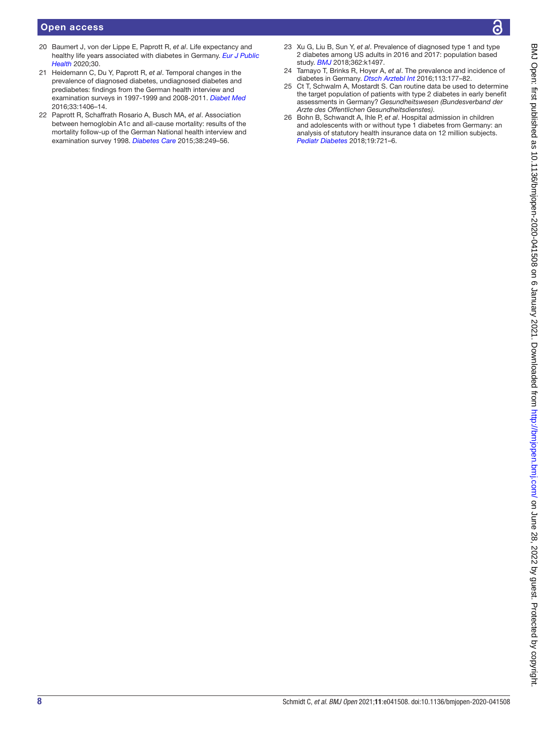20 Baumert J, von der Lippe E, Paprott R, *et al*. Life expectancy and healthy life years associated with diabetes in Germany. *Eur J Public Health* 2020;30.

21 Heidemann C, Du Y, Paprott R, *et al*. Temporal changes in the prevalence of diagnosed diabetes, undiagnosed diabetes and prediabetes: findings from the German health interview and examination surveys in 1997-1999 and 2008-2011. *Diabet Med* 2016;33:1406–14.

22 Paprott R, Schaffrath Rosario A, Busch MA, *et al*. Association between hemoglobin A1c and all-cause mortality: results of the mortality follow-up of the German National health interview and examination survey 1998. *Diabetes Care* 2015;38:249–56.

23 Xu G, Liu B, Sun Y, *et al*. Prevalence of diagnosed type 1 and type 2 diabetes among US adults in 2016 and 2017: population based study. *BMJ* 2018;362:k1497.

24 Tamayo T, Brinks R, Hoyer A, *et al*. The prevalence and incidence of diabetes in Germany. *Dtsch Arztebl Int* 2016;113:177–82.

25 Ct T, Schwalm A, Mostardt S. Can routine data be used to determine the target population of patients with type 2 diabetes in early benefit assessments in Germany? *Gesundheitswesen (Bundesverband der Arzte des Offentlichen Gesundheitsdienstes)*.

26 Bohn B, Schwandt A, Ihle P, *et al*. Hospital admission in children and adolescents with or without type 1 diabetes from Germany: an analysis of statutory health insurance data on 12 million subjects. *Pediatr Diabetes* 2018;19:721–6.